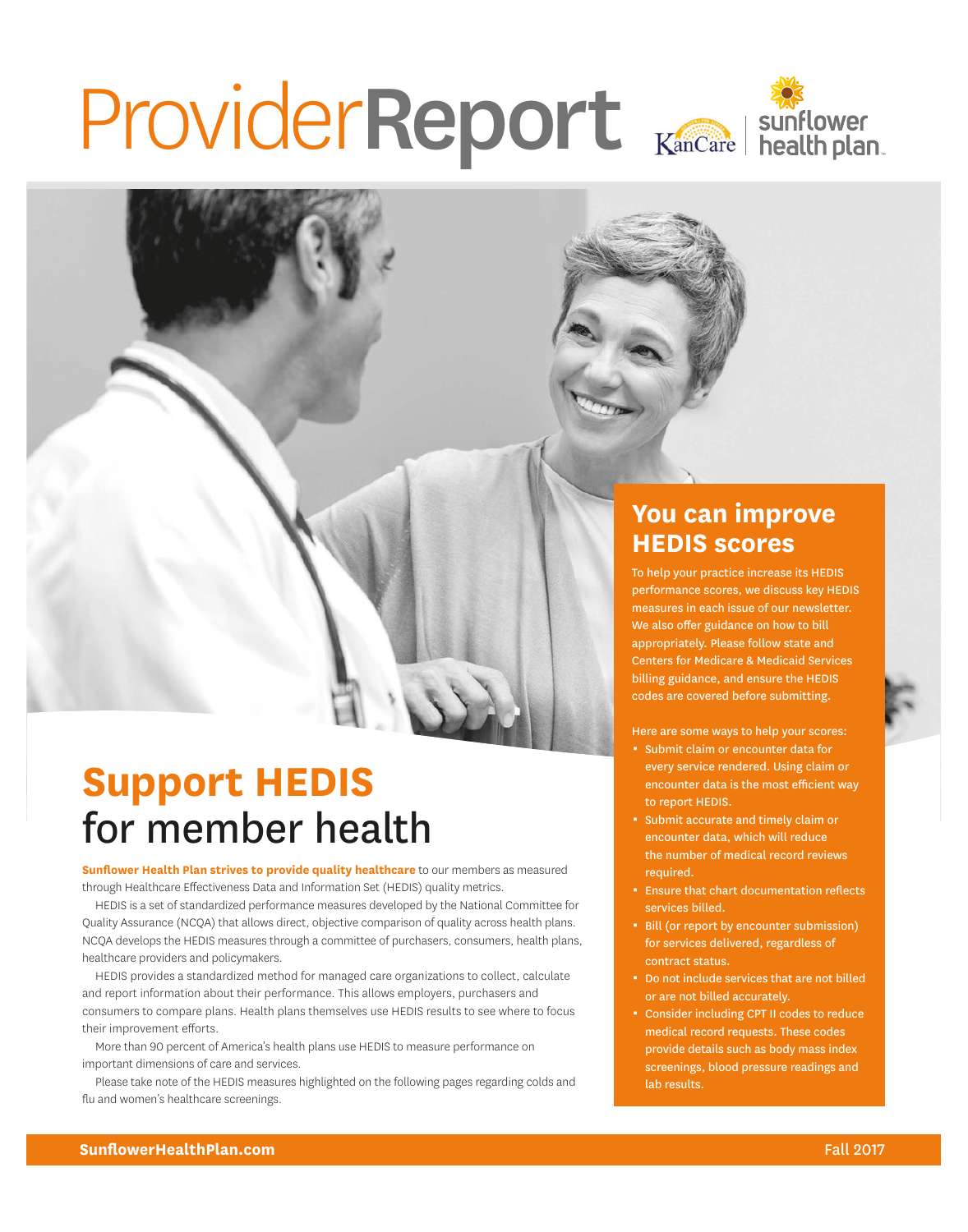# ProviderReport

# Support HEDIS for member health

**Sunflower Health Plan strives to provide quality healthcare** to our members as measured through Healthcare Effectiveness Data and Information Set (HEDIS) quality metrics.

HEDIS is a set of standardized performance measures developed by the National Committee for Quality Assurance (NCQA) that allows direct, objective comparison of quality across health plans. NCQA develops the HEDIS measures through a committee of purchasers, consumers, health plans, healthcare providers and policymakers.

HEDIS provides a standardized method for managed care organizations to collect, calculate and report information about their performance. This allows employers, purchasers and consumers to compare plans. Health plans themselves use HEDIS results to see where to focus their improvement efforts.

More than 90 percent of America's health plans use HEDIS to measure performance on important dimensions of care and services.

Please take note of the HEDIS measures highlighted on the following pages regarding colds and flu and women's healthcare screenings.

## You can improve HEDIS scores

To help your practice increase its HEDIS performance scores, we discuss key HEDIS measures in each issue of our newsletter. We also offer guidance on how to bill appropriately. Please follow state and Centers for Medicare & Medicaid Services billing guidance, and ensure the HEDIS codes are covered before submitting.

Here are some ways to help your scores:

- Submit claim or encounter data for every service rendered. Using claim or encounter data is the most efficient way to report HEDIS.
- Submit accurate and timely claim or encounter data, which will reduce the number of medical record reviews required.
- Ensure that chart documentation reflects services billed.
- Bill (or report by encounter submission) for services delivered, regardless of contract status.
- Do not include services that are not billed or are not billed accurately.
- Consider including CPT II codes to reduce medical record requests. These codes provide details such as body mass index screenings, blood pressure readings and lab results.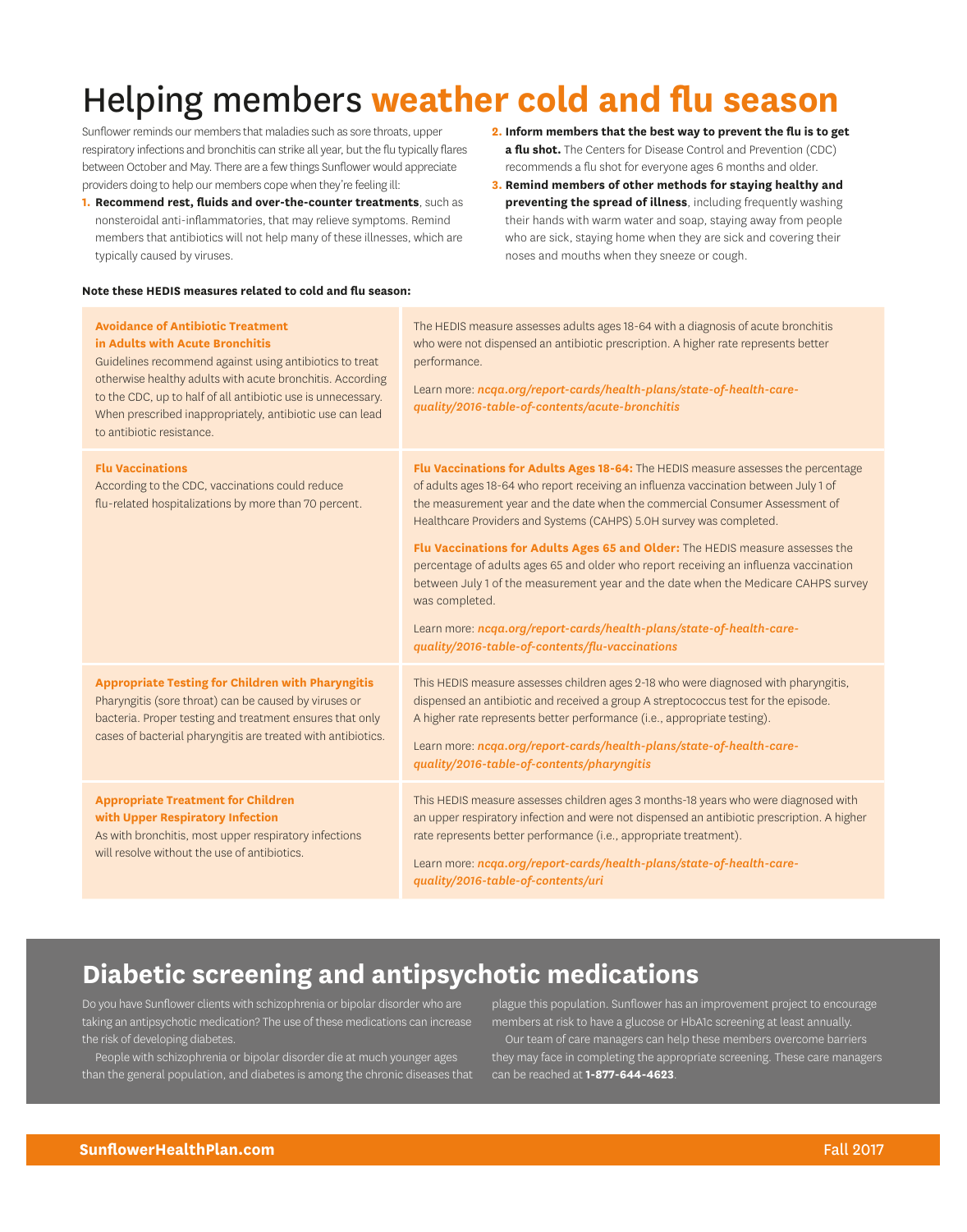# Helping members **weather cold and flu season**

Sunflower reminds our members that maladies such as sore throats, upper respiratory infections and bronchitis can strike all year, but the flu typically flares between October and May. There are a few things Sunflower would appreciate providers doing to help our members cope when they're feeling ill:

1. **Recommend rest, fluids and over-the-counter treatments**, such as nonsteroidal anti-inflammatories, that may relieve symptoms. Remind members that antibiotics will not help many of these illnesses, which are typically caused by viruses.
2. **Inform members that the best way to prevent the flu is to get a flu shot.** The Centers for Disease Control and Prevention (CDC) recommends a flu shot for everyone ages 6 months and older.
3. **Remind members of other methods for staying healthy and preventing the spread of illness**, including frequently washing their hands with warm water and soap, staying away from people who are sick, staying home when they are sick and covering their noses and mouths when they sneeze or cough.

**Note these HEDIS measures related to cold and flu season:**

| Measure | Description |
|---|---|
| **Avoidance of Antibiotic Treatment in Adults with Acute Bronchitis**<br>Guidelines recommend against using antibiotics to treat otherwise healthy adults with acute bronchitis. According to the CDC, up to half of all antibiotic use is unnecessary. When prescribed inappropriately, antibiotic use can lead to antibiotic resistance. | The HEDIS measure assesses adults ages 18-64 with a diagnosis of acute bronchitis who were not dispensed an antibiotic prescription. A higher rate represents better performance.<br><br>Learn more: ***ncqa.org/report-cards/health-plans/state-of-health-care-quality/2016-table-of-contents/acute-bronchitis*** |
| **Flu Vaccinations**<br>According to the CDC, vaccinations could reduce flu-related hospitalizations by more than 70 percent. | **Flu Vaccinations for Adults Ages 18-64:** The HEDIS measure assesses the percentage of adults ages 18-64 who report receiving an influenza vaccination between July 1 of the measurement year and the date when the commercial Consumer Assessment of Healthcare Providers and Systems (CAHPS) 5.0H survey was completed.<br><br>**Flu Vaccinations for Adults Ages 65 and Older:** The HEDIS measure assesses the percentage of adults ages 65 and older who report receiving an influenza vaccination between July 1 of the measurement year and the date when the Medicare CAHPS survey was completed.<br><br>Learn more: ***ncqa.org/report-cards/health-plans/state-of-health-care-quality/2016-table-of-contents/flu-vaccinations*** |
| **Appropriate Testing for Children with Pharyngitis**<br>Pharyngitis (sore throat) can be caused by viruses or bacteria. Proper testing and treatment ensures that only cases of bacterial pharyngitis are treated with antibiotics. | This HEDIS measure assesses children ages 2-18 who were diagnosed with pharyngitis, dispensed an antibiotic and received a group A streptococcus test for the episode. A higher rate represents better performance (i.e., appropriate testing).<br><br>Learn more: ***ncqa.org/report-cards/health-plans/state-of-health-care-quality/2016-table-of-contents/pharyngitis*** |
| **Appropriate Treatment for Children with Upper Respiratory Infection**<br>As with bronchitis, most upper respiratory infections will resolve without the use of antibiotics. | This HEDIS measure assesses children ages 3 months-18 years who were diagnosed with an upper respiratory infection and were not dispensed an antibiotic prescription. A higher rate represents better performance (i.e., appropriate treatment).<br><br>Learn more: ***ncqa.org/report-cards/health-plans/state-of-health-care-quality/2016-table-of-contents/uri*** |

## Diabetic screening and antipsychotic medications

Do you have Sunflower clients with schizophrenia or bipolar disorder who are taking an antipsychotic medication? The use of these medications can increase the risk of developing diabetes.

People with schizophrenia or bipolar disorder die at much younger ages than the general population, and diabetes is among the chronic diseases that plague this population. Sunflower has an improvement project to encourage members at risk to have a glucose or HbA1c screening at least annually.

Our team of care managers can help these members overcome barriers they may face in completing the appropriate screening. These care managers can be reached at **1-877-644-4623**.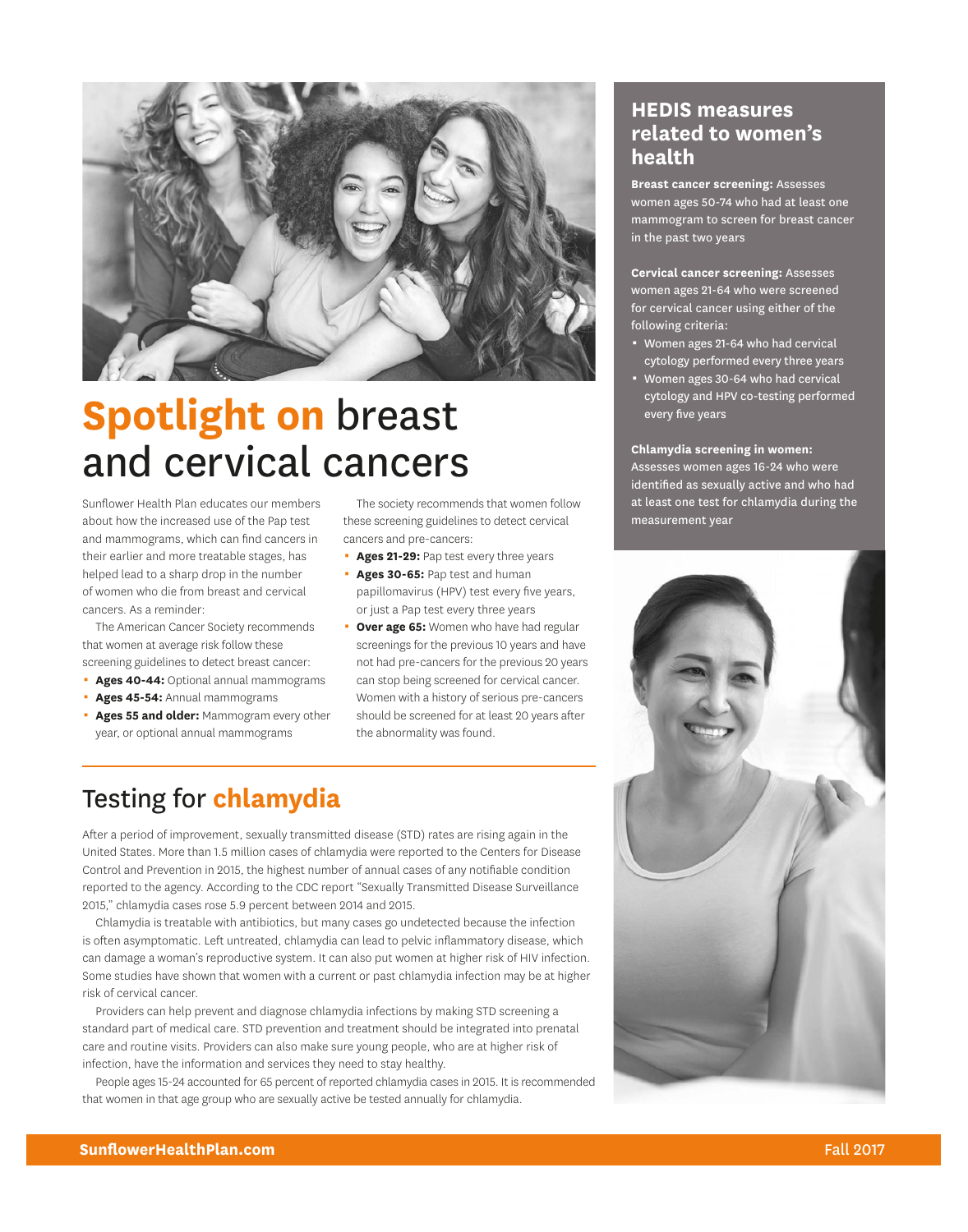# Spotlight on breast and cervical cancers

Sunflower Health Plan educates our members about how the increased use of the Pap test and mammograms, which can find cancers in their earlier and more treatable stages, has helped lead to a sharp drop in the number of women who die from breast and cervical cancers. As a reminder:

The American Cancer Society recommends that women at average risk follow these screening guidelines to detect breast cancer:

- **Ages 40-44:** Optional annual mammograms
- **Ages 45-54:** Annual mammograms
- **Ages 55 and older:** Mammogram every other year, or optional annual mammograms

The society recommends that women follow these screening guidelines to detect cervical cancers and pre-cancers:

- **Ages 21-29:** Pap test every three years
- **Ages 30-65:** Pap test and human papillomavirus (HPV) test every five years, or just a Pap test every three years
- **Over age 65:** Women who have had regular screenings for the previous 10 years and have not had pre-cancers for the previous 20 years can stop being screened for cervical cancer. Women with a history of serious pre-cancers should be screened for at least 20 years after the abnormality was found.

## Testing for chlamydia

After a period of improvement, sexually transmitted disease (STD) rates are rising again in the United States. More than 1.5 million cases of chlamydia were reported to the Centers for Disease Control and Prevention in 2015, the highest number of annual cases of any notifiable condition reported to the agency. According to the CDC report "Sexually Transmitted Disease Surveillance 2015," chlamydia cases rose 5.9 percent between 2014 and 2015.

Chlamydia is treatable with antibiotics, but many cases go undetected because the infection is often asymptomatic. Left untreated, chlamydia can lead to pelvic inflammatory disease, which can damage a woman's reproductive system. It can also put women at higher risk of HIV infection. Some studies have shown that women with a current or past chlamydia infection may be at higher risk of cervical cancer.

Providers can help prevent and diagnose chlamydia infections by making STD screening a standard part of medical care. STD prevention and treatment should be integrated into prenatal care and routine visits. Providers can also make sure young people, who are at higher risk of infection, have the information and services they need to stay healthy.

People ages 15-24 accounted for 65 percent of reported chlamydia cases in 2015. It is recommended that women in that age group who are sexually active be tested annually for chlamydia.

## HEDIS measures related to women's health

**Breast cancer screening:** Assesses women ages 50-74 who had at least one mammogram to screen for breast cancer in the past two years

**Cervical cancer screening:** Assesses women ages 21-64 who were screened for cervical cancer using either of the following criteria:

- Women ages 21-64 who had cervical cytology performed every three years
- Women ages 30-64 who had cervical cytology and HPV co-testing performed every five years

**Chlamydia screening in women:** Assesses women ages 16-24 who were identified as sexually active and who had at least one test for chlamydia during the measurement year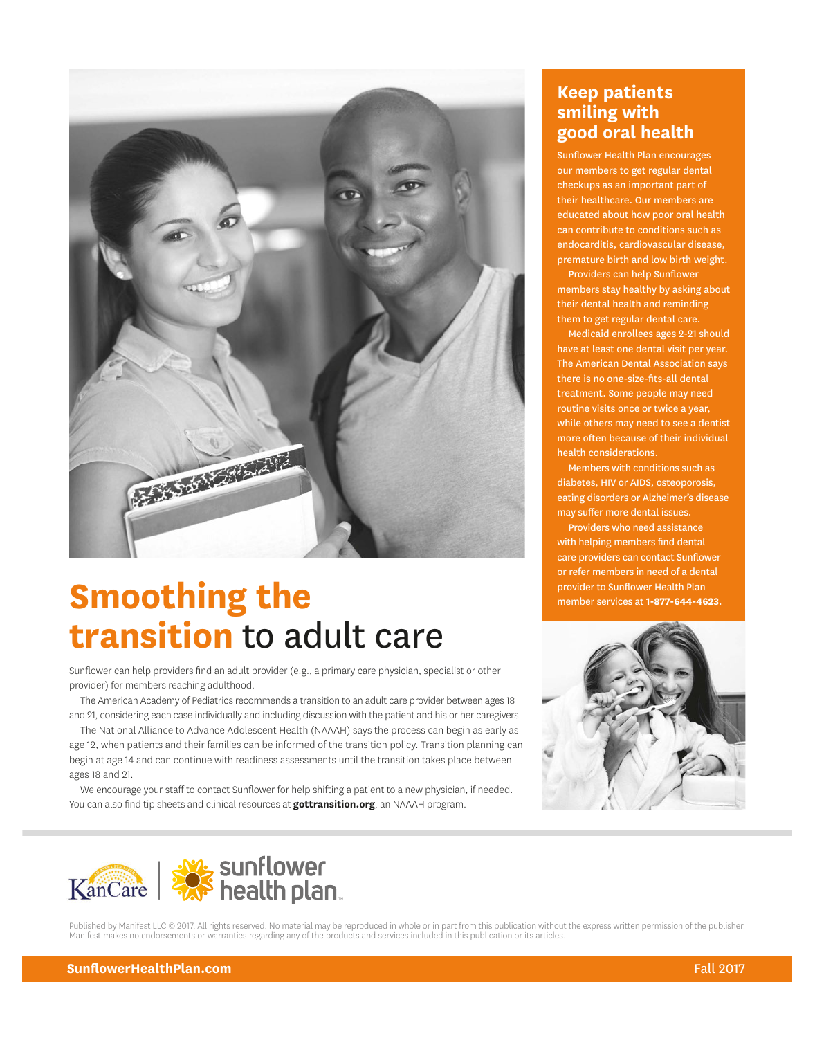# Smoothing the transition to adult care

Sunflower can help providers find an adult provider (e.g., a primary care physician, specialist or other provider) for members reaching adulthood.

The American Academy of Pediatrics recommends a transition to an adult care provider between ages 18 and 21, considering each case individually and including discussion with the patient and his or her caregivers.

The National Alliance to Advance Adolescent Health (NAAAH) says the process can begin as early as age 12, when patients and their families can be informed of the transition policy. Transition planning can begin at age 14 and can continue with readiness assessments until the transition takes place between ages 18 and 21.

We encourage your staff to contact Sunflower for help shifting a patient to a new physician, if needed. You can also find tip sheets and clinical resources at **gottransition.org**, an NAAAH program.

## Keep patients smiling with good oral health

Sunflower Health Plan encourages our members to get regular dental checkups as an important part of their healthcare. Our members are educated about how poor oral health can contribute to conditions such as endocarditis, cardiovascular disease, premature birth and low birth weight.

Providers can help Sunflower members stay healthy by asking about their dental health and reminding them to get regular dental care.

Medicaid enrollees ages 2-21 should have at least one dental visit per year. The American Dental Association says there is no one-size-fits-all dental treatment. Some people may need routine visits once or twice a year, while others may need to see a dentist more often because of their individual health considerations.

Members with conditions such as diabetes, HIV or AIDS, osteoporosis, eating disorders or Alzheimer's disease may suffer more dental issues.

Providers who need assistance with helping members find dental care providers can contact Sunflower or refer members in need of a dental provider to Sunflower Health Plan member services at **1-877-644-4623**.

KanCare | sunflower health plan

Published by Manifest LLC © 2017. All rights reserved. No material may be reproduced in whole or in part from this publication without the express written permission of the publisher. Manifest makes no endorsements or warranties regarding any of the products and services included in this publication or its articles.

**SunflowerHealthPlan.com** Fall 2017